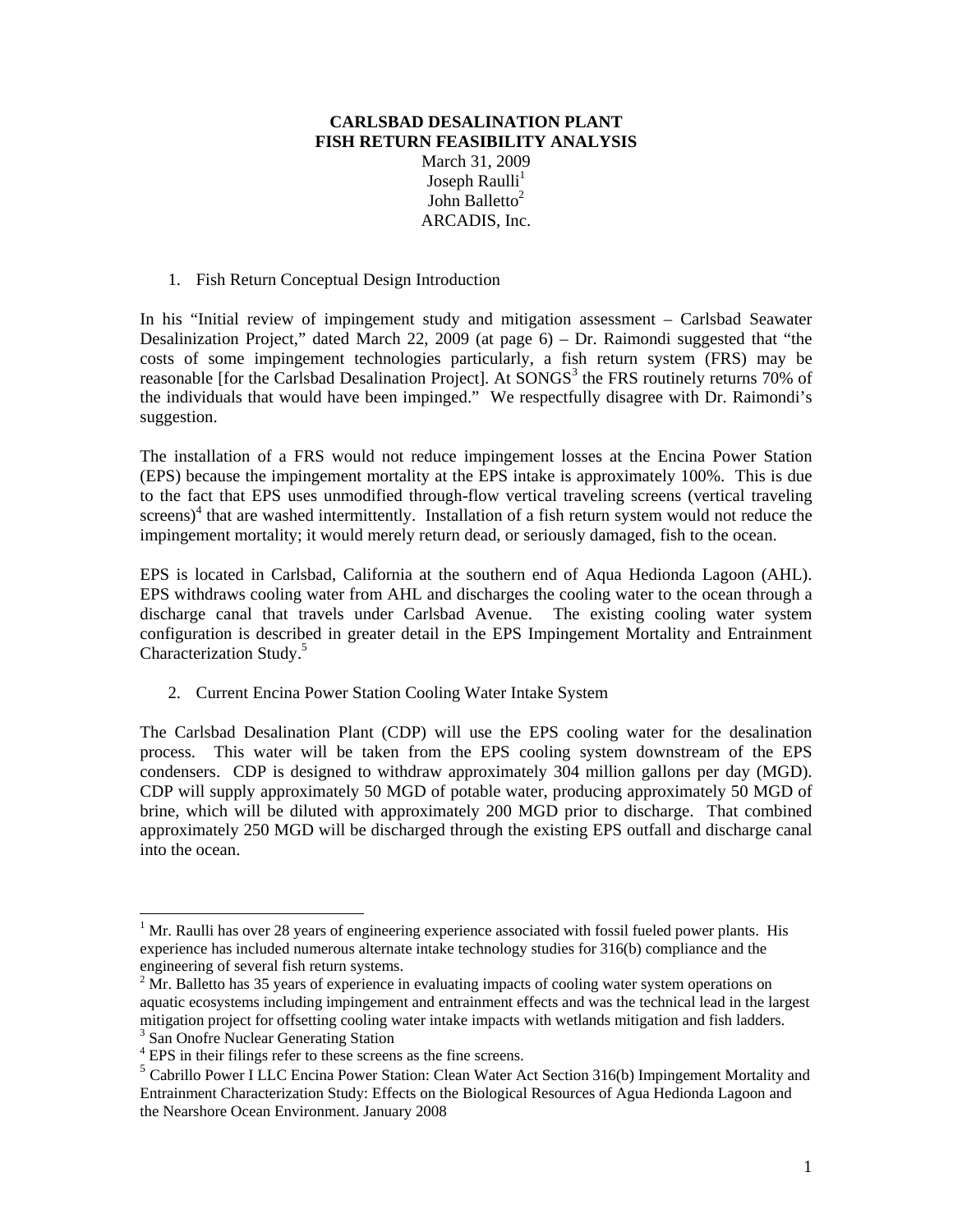**CARLSBAD DESALINATION PLANT**
**FISH RETURN FEASIBILITY ANALYSIS**

March 31, 2009
Joseph Raulli[1]
John Balletto[2]
ARCADIS, Inc.

1. Fish Return Conceptual Design Introduction

In his "Initial review of impingement study and mitigation assessment – Carlsbad Seawater Desalinization Project," dated March 22, 2009 (at page 6) – Dr. Raimondi suggested that "the costs of some impingement technologies particularly, a fish return system (FRS) may be reasonable [for the Carlsbad Desalination Project]. At SONGS[3] the FRS routinely returns 70% of the individuals that would have been impinged." We respectfully disagree with Dr. Raimondi's suggestion.

The installation of a FRS would not reduce impingement losses at the Encina Power Station (EPS) because the impingement mortality at the EPS intake is approximately 100%. This is due to the fact that EPS uses unmodified through-flow vertical traveling screens (vertical traveling screens)[4] that are washed intermittently. Installation of a fish return system would not reduce the impingement mortality; it would merely return dead, or seriously damaged, fish to the ocean.

EPS is located in Carlsbad, California at the southern end of Aqua Hedionda Lagoon (AHL). EPS withdraws cooling water from AHL and discharges the cooling water to the ocean through a discharge canal that travels under Carlsbad Avenue. The existing cooling water system configuration is described in greater detail in the EPS Impingement Mortality and Entrainment Characterization Study.[5]

2. Current Encina Power Station Cooling Water Intake System

The Carlsbad Desalination Plant (CDP) will use the EPS cooling water for the desalination process. This water will be taken from the EPS cooling system downstream of the EPS condensers. CDP is designed to withdraw approximately 304 million gallons per day (MGD). CDP will supply approximately 50 MGD of potable water, producing approximately 50 MGD of brine, which will be diluted with approximately 200 MGD prior to discharge. That combined approximately 250 MGD will be discharged through the existing EPS outfall and discharge canal into the ocean.

---

[1] Mr. Raulli has over 28 years of engineering experience associated with fossil fueled power plants. His experience has included numerous alternate intake technology studies for 316(b) compliance and the engineering of several fish return systems.

[2] Mr. Balletto has 35 years of experience in evaluating impacts of cooling water system operations on aquatic ecosystems including impingement and entrainment effects and was the technical lead in the largest mitigation project for offsetting cooling water intake impacts with wetlands mitigation and fish ladders.

[3] San Onofre Nuclear Generating Station

[4] EPS in their filings refer to these screens as the fine screens.

[5] Cabrillo Power I LLC Encina Power Station: Clean Water Act Section 316(b) Impingement Mortality and Entrainment Characterization Study: Effects on the Biological Resources of Agua Hedionda Lagoon and the Nearshore Ocean Environment. January 2008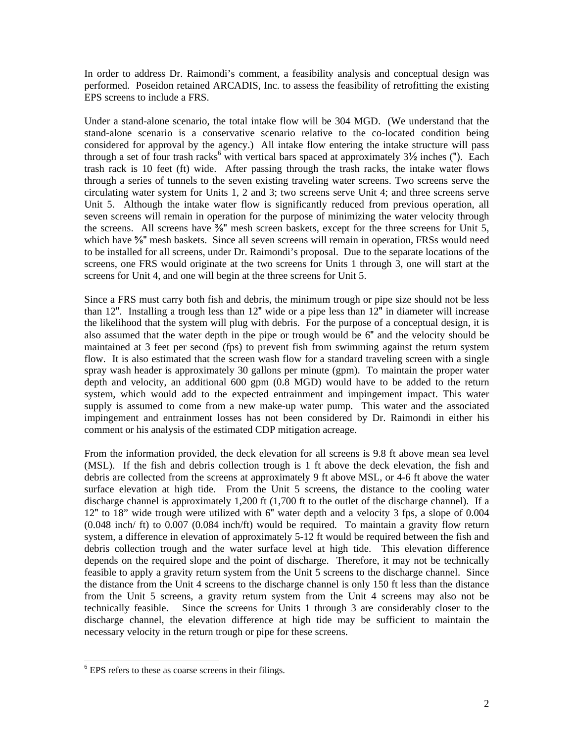In order to address Dr. Raimondi's comment, a feasibility analysis and conceptual design was performed. Poseidon retained ARCADIS, Inc. to assess the feasibility of retrofitting the existing EPS screens to include a FRS.

Under a stand-alone scenario, the total intake flow will be 304 MGD. (We understand that the stand-alone scenario is a conservative scenario relative to the co-located condition being considered for approval by the agency.) All intake flow entering the intake structure will pass through a set of four trash racks[6] with vertical bars spaced at approximately 3½ inches ("). Each trash rack is 10 feet (ft) wide. After passing through the trash racks, the intake water flows through a series of tunnels to the seven existing traveling water screens. Two screens serve the circulating water system for Units 1, 2 and 3; two screens serve Unit 4; and three screens serve Unit 5. Although the intake water flow is significantly reduced from previous operation, all seven screens will remain in operation for the purpose of minimizing the water velocity through the screens. All screens have ⅜" mesh screen baskets, except for the three screens for Unit 5, which have ⅝" mesh baskets. Since all seven screens will remain in operation, FRSs would need to be installed for all screens, under Dr. Raimondi's proposal. Due to the separate locations of the screens, one FRS would originate at the two screens for Units 1 through 3, one will start at the screens for Unit 4, and one will begin at the three screens for Unit 5.

Since a FRS must carry both fish and debris, the minimum trough or pipe size should not be less than 12". Installing a trough less than 12" wide or a pipe less than 12" in diameter will increase the likelihood that the system will plug with debris. For the purpose of a conceptual design, it is also assumed that the water depth in the pipe or trough would be 6" and the velocity should be maintained at 3 feet per second (fps) to prevent fish from swimming against the return system flow. It is also estimated that the screen wash flow for a standard traveling screen with a single spray wash header is approximately 30 gallons per minute (gpm). To maintain the proper water depth and velocity, an additional 600 gpm (0.8 MGD) would have to be added to the return system, which would add to the expected entrainment and impingement impact. This water supply is assumed to come from a new make-up water pump. This water and the associated impingement and entrainment losses has not been considered by Dr. Raimondi in either his comment or his analysis of the estimated CDP mitigation acreage.

From the information provided, the deck elevation for all screens is 9.8 ft above mean sea level (MSL). If the fish and debris collection trough is 1 ft above the deck elevation, the fish and debris are collected from the screens at approximately 9 ft above MSL, or 4-6 ft above the water surface elevation at high tide. From the Unit 5 screens, the distance to the cooling water discharge channel is approximately 1,200 ft (1,700 ft to the outlet of the discharge channel). If a 12" to 18" wide trough were utilized with 6" water depth and a velocity 3 fps, a slope of 0.004 (0.048 inch/ ft) to 0.007 (0.084 inch/ft) would be required. To maintain a gravity flow return system, a difference in elevation of approximately 5-12 ft would be required between the fish and debris collection trough and the water surface level at high tide. This elevation difference depends on the required slope and the point of discharge. Therefore, it may not be technically feasible to apply a gravity return system from the Unit 5 screens to the discharge channel. Since the distance from the Unit 4 screens to the discharge channel is only 150 ft less than the distance from the Unit 5 screens, a gravity return system from the Unit 4 screens may also not be technically feasible. Since the screens for Units 1 through 3 are considerably closer to the discharge channel, the elevation difference at high tide may be sufficient to maintain the necessary velocity in the return trough or pipe for these screens.

[6] EPS refers to these as coarse screens in their filings.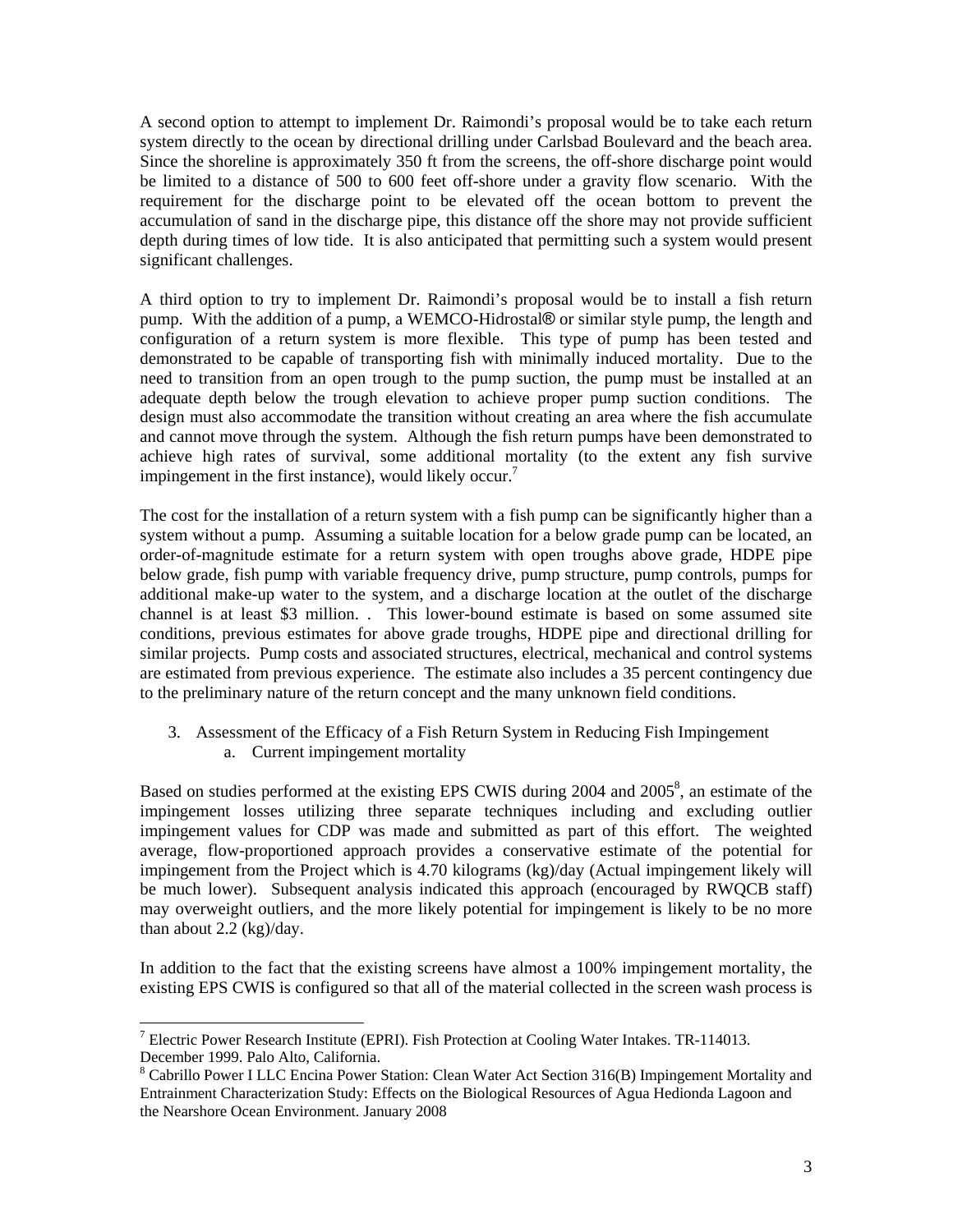A second option to attempt to implement Dr. Raimondi's proposal would be to take each return system directly to the ocean by directional drilling under Carlsbad Boulevard and the beach area. Since the shoreline is approximately 350 ft from the screens, the off-shore discharge point would be limited to a distance of 500 to 600 feet off-shore under a gravity flow scenario. With the requirement for the discharge point to be elevated off the ocean bottom to prevent the accumulation of sand in the discharge pipe, this distance off the shore may not provide sufficient depth during times of low tide. It is also anticipated that permitting such a system would present significant challenges.

A third option to try to implement Dr. Raimondi's proposal would be to install a fish return pump. With the addition of a pump, a WEMCO-Hidrostal® or similar style pump, the length and configuration of a return system is more flexible. This type of pump has been tested and demonstrated to be capable of transporting fish with minimally induced mortality. Due to the need to transition from an open trough to the pump suction, the pump must be installed at an adequate depth below the trough elevation to achieve proper pump suction conditions. The design must also accommodate the transition without creating an area where the fish accumulate and cannot move through the system. Although the fish return pumps have been demonstrated to achieve high rates of survival, some additional mortality (to the extent any fish survive impingement in the first instance), would likely occur.[7]

The cost for the installation of a return system with a fish pump can be significantly higher than a system without a pump. Assuming a suitable location for a below grade pump can be located, an order-of-magnitude estimate for a return system with open troughs above grade, HDPE pipe below grade, fish pump with variable frequency drive, pump structure, pump controls, pumps for additional make-up water to the system, and a discharge location at the outlet of the discharge channel is at least \$3 million. . This lower-bound estimate is based on some assumed site conditions, previous estimates for above grade troughs, HDPE pipe and directional drilling for similar projects. Pump costs and associated structures, electrical, mechanical and control systems are estimated from previous experience. The estimate also includes a 35 percent contingency due to the preliminary nature of the return concept and the many unknown field conditions.

3. Assessment of the Efficacy of a Fish Return System in Reducing Fish Impingement
    a. Current impingement mortality

Based on studies performed at the existing EPS CWIS during 2004 and 2005[8], an estimate of the impingement losses utilizing three separate techniques including and excluding outlier impingement values for CDP was made and submitted as part of this effort. The weighted average, flow-proportioned approach provides a conservative estimate of the potential for impingement from the Project which is 4.70 kilograms (kg)/day (Actual impingement likely will be much lower). Subsequent analysis indicated this approach (encouraged by RWQCB staff) may overweight outliers, and the more likely potential for impingement is likely to be no more than about 2.2 (kg)/day.

In addition to the fact that the existing screens have almost a 100% impingement mortality, the existing EPS CWIS is configured so that all of the material collected in the screen wash process is

---

[7] Electric Power Research Institute (EPRI). Fish Protection at Cooling Water Intakes. TR-114013. December 1999. Palo Alto, California.

[8] Cabrillo Power I LLC Encina Power Station: Clean Water Act Section 316(B) Impingement Mortality and Entrainment Characterization Study: Effects on the Biological Resources of Agua Hedionda Lagoon and the Nearshore Ocean Environment. January 2008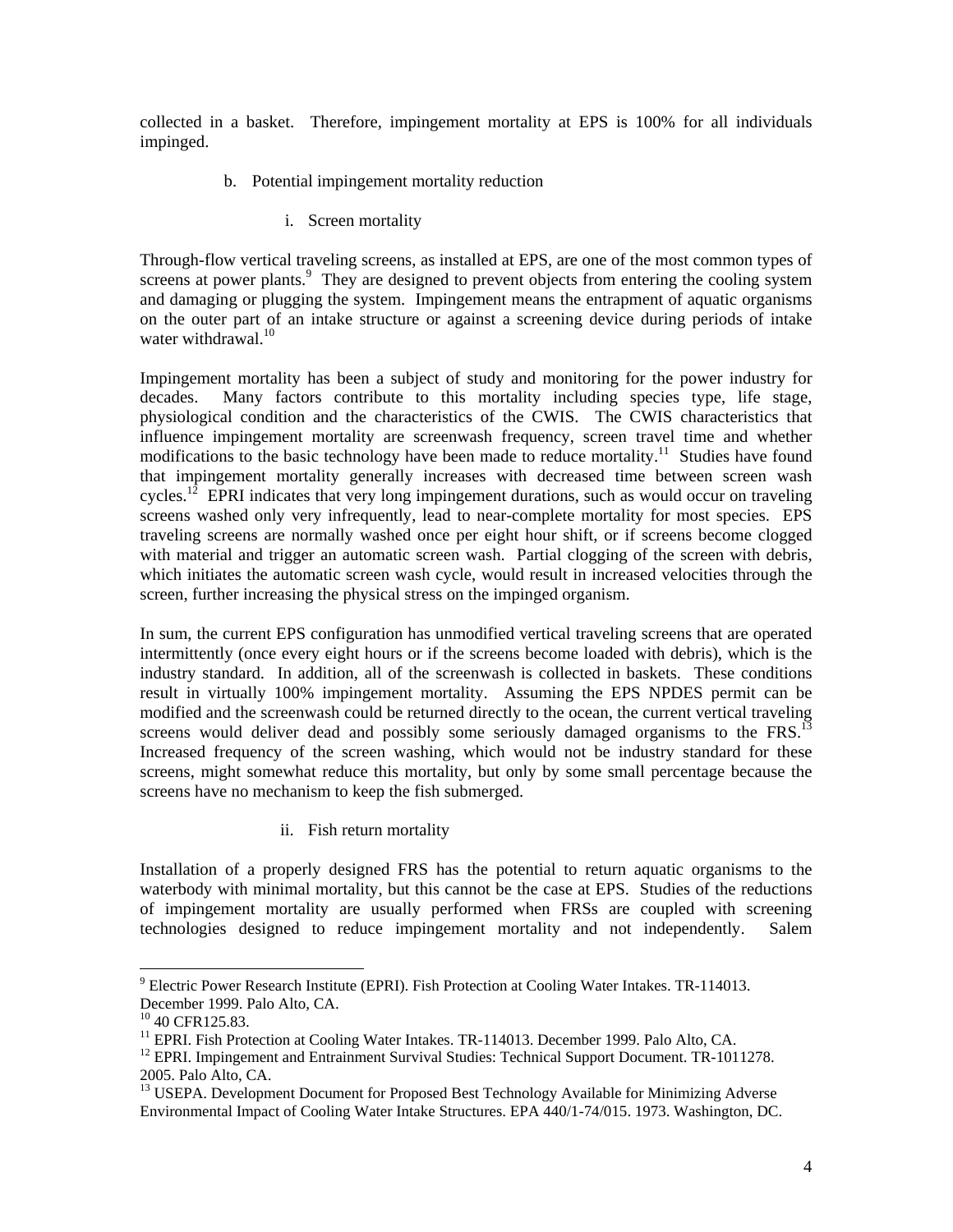collected in a basket. Therefore, impingement mortality at EPS is 100% for all individuals impinged.

b. Potential impingement mortality reduction

i. Screen mortality

Through-flow vertical traveling screens, as installed at EPS, are one of the most common types of screens at power plants.[9] They are designed to prevent objects from entering the cooling system and damaging or plugging the system. Impingement means the entrapment of aquatic organisms on the outer part of an intake structure or against a screening device during periods of intake water withdrawal.[10]

Impingement mortality has been a subject of study and monitoring for the power industry for decades. Many factors contribute to this mortality including species type, life stage, physiological condition and the characteristics of the CWIS. The CWIS characteristics that influence impingement mortality are screenwash frequency, screen travel time and whether modifications to the basic technology have been made to reduce mortality.[11] Studies have found that impingement mortality generally increases with decreased time between screen wash cycles.[12] EPRI indicates that very long impingement durations, such as would occur on traveling screens washed only very infrequently, lead to near-complete mortality for most species. EPS traveling screens are normally washed once per eight hour shift, or if screens become clogged with material and trigger an automatic screen wash. Partial clogging of the screen with debris, which initiates the automatic screen wash cycle, would result in increased velocities through the screen, further increasing the physical stress on the impinged organism.

In sum, the current EPS configuration has unmodified vertical traveling screens that are operated intermittently (once every eight hours or if the screens become loaded with debris), which is the industry standard. In addition, all of the screenwash is collected in baskets. These conditions result in virtually 100% impingement mortality. Assuming the EPS NPDES permit can be modified and the screenwash could be returned directly to the ocean, the current vertical traveling screens would deliver dead and possibly some seriously damaged organisms to the FRS.[13] Increased frequency of the screen washing, which would not be industry standard for these screens, might somewhat reduce this mortality, but only by some small percentage because the screens have no mechanism to keep the fish submerged.

ii. Fish return mortality

Installation of a properly designed FRS has the potential to return aquatic organisms to the waterbody with minimal mortality, but this cannot be the case at EPS. Studies of the reductions of impingement mortality are usually performed when FRSs are coupled with screening technologies designed to reduce impingement mortality and not independently. Salem

---

[9] Electric Power Research Institute (EPRI). Fish Protection at Cooling Water Intakes. TR-114013. December 1999. Palo Alto, CA.

[10] 40 CFR125.83.

[11] EPRI. Fish Protection at Cooling Water Intakes. TR-114013. December 1999. Palo Alto, CA.

[12] EPRI. Impingement and Entrainment Survival Studies: Technical Support Document. TR-1011278. 2005. Palo Alto, CA.

[13] USEPA. Development Document for Proposed Best Technology Available for Minimizing Adverse Environmental Impact of Cooling Water Intake Structures. EPA 440/1-74/015. 1973. Washington, DC.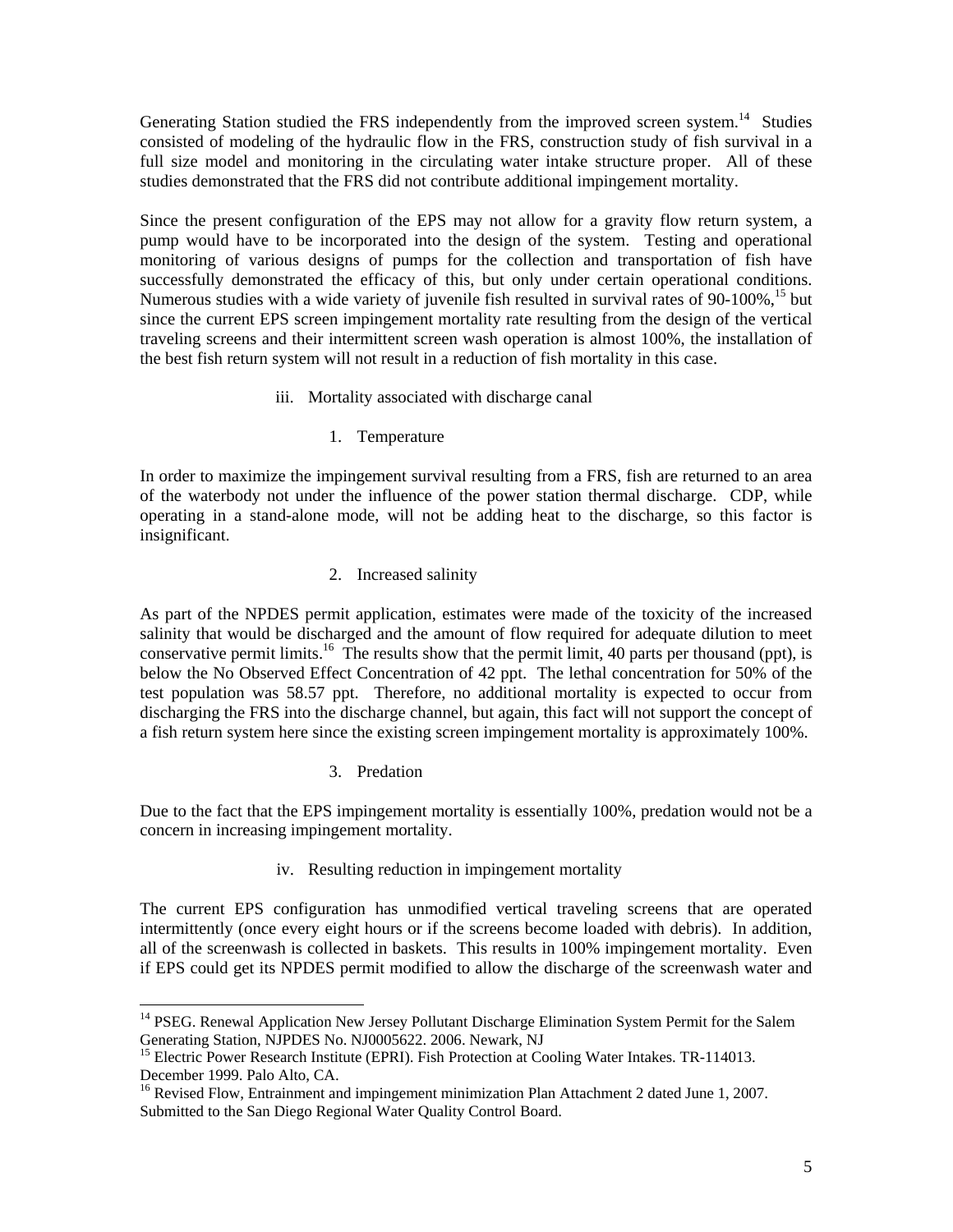Generating Station studied the FRS independently from the improved screen system.[14] Studies consisted of modeling of the hydraulic flow in the FRS, construction study of fish survival in a full size model and monitoring in the circulating water intake structure proper. All of these studies demonstrated that the FRS did not contribute additional impingement mortality.

Since the present configuration of the EPS may not allow for a gravity flow return system, a pump would have to be incorporated into the design of the system. Testing and operational monitoring of various designs of pumps for the collection and transportation of fish have successfully demonstrated the efficacy of this, but only under certain operational conditions. Numerous studies with a wide variety of juvenile fish resulted in survival rates of 90-100%,[15] but since the current EPS screen impingement mortality rate resulting from the design of the vertical traveling screens and their intermittent screen wash operation is almost 100%, the installation of the best fish return system will not result in a reduction of fish mortality in this case.

iii. Mortality associated with discharge canal

1. Temperature

In order to maximize the impingement survival resulting from a FRS, fish are returned to an area of the waterbody not under the influence of the power station thermal discharge. CDP, while operating in a stand-alone mode, will not be adding heat to the discharge, so this factor is insignificant.

2. Increased salinity

As part of the NPDES permit application, estimates were made of the toxicity of the increased salinity that would be discharged and the amount of flow required for adequate dilution to meet conservative permit limits.[16] The results show that the permit limit, 40 parts per thousand (ppt), is below the No Observed Effect Concentration of 42 ppt. The lethal concentration for 50% of the test population was 58.57 ppt. Therefore, no additional mortality is expected to occur from discharging the FRS into the discharge channel, but again, this fact will not support the concept of a fish return system here since the existing screen impingement mortality is approximately 100%.

3. Predation

Due to the fact that the EPS impingement mortality is essentially 100%, predation would not be a concern in increasing impingement mortality.

iv. Resulting reduction in impingement mortality

The current EPS configuration has unmodified vertical traveling screens that are operated intermittently (once every eight hours or if the screens become loaded with debris). In addition, all of the screenwash is collected in baskets. This results in 100% impingement mortality. Even if EPS could get its NPDES permit modified to allow the discharge of the screenwash water and

---

[14] PSEG. Renewal Application New Jersey Pollutant Discharge Elimination System Permit for the Salem Generating Station, NJPDES No. NJ0005622. 2006. Newark, NJ

[15] Electric Power Research Institute (EPRI). Fish Protection at Cooling Water Intakes. TR-114013. December 1999. Palo Alto, CA.

[16] Revised Flow, Entrainment and impingement minimization Plan Attachment 2 dated June 1, 2007. Submitted to the San Diego Regional Water Quality Control Board.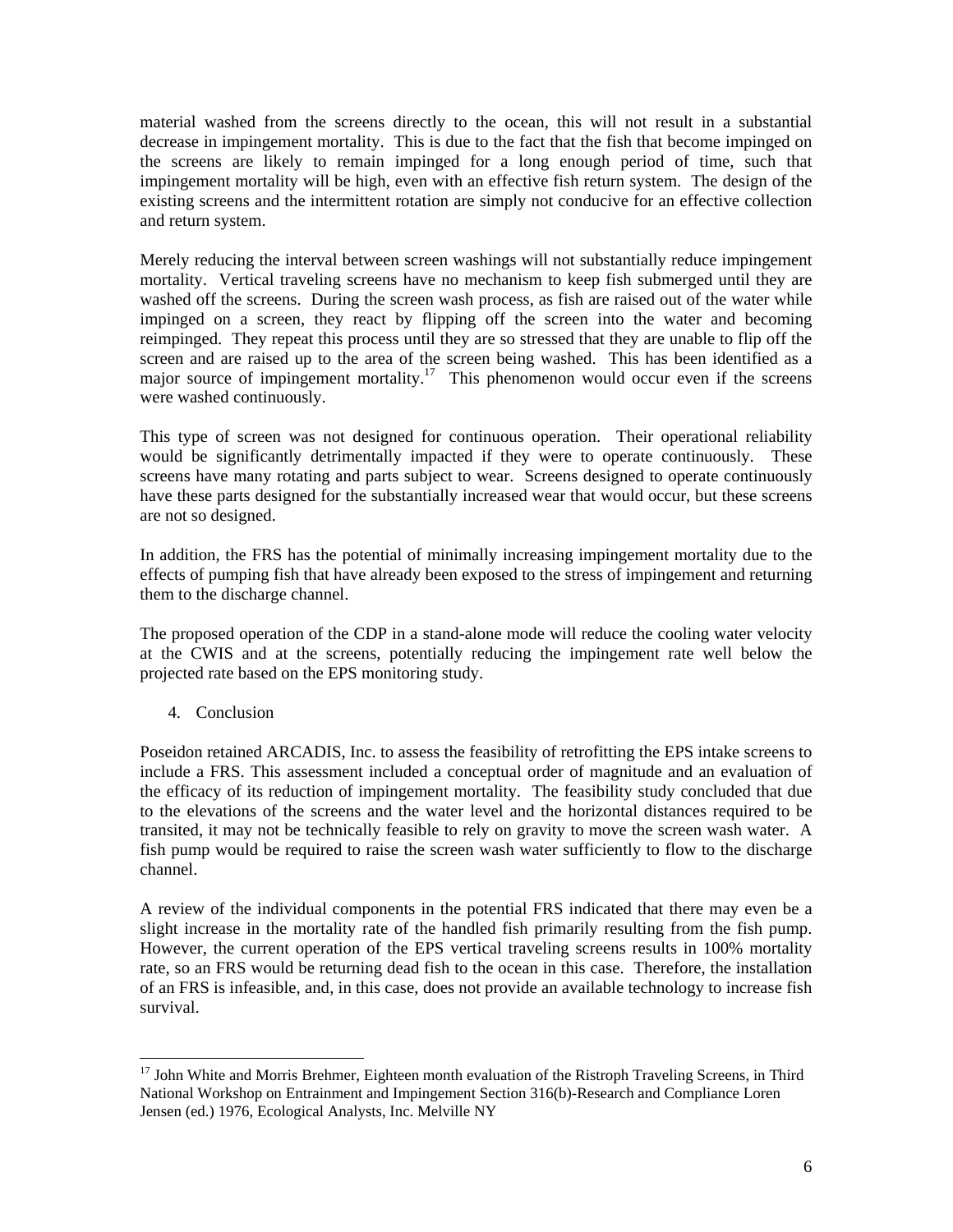material washed from the screens directly to the ocean, this will not result in a substantial decrease in impingement mortality. This is due to the fact that the fish that become impinged on the screens are likely to remain impinged for a long enough period of time, such that impingement mortality will be high, even with an effective fish return system. The design of the existing screens and the intermittent rotation are simply not conducive for an effective collection and return system.

Merely reducing the interval between screen washings will not substantially reduce impingement mortality. Vertical traveling screens have no mechanism to keep fish submerged until they are washed off the screens. During the screen wash process, as fish are raised out of the water while impinged on a screen, they react by flipping off the screen into the water and becoming reimpinged. They repeat this process until they are so stressed that they are unable to flip off the screen and are raised up to the area of the screen being washed. This has been identified as a major source of impingement mortality.[17] This phenomenon would occur even if the screens were washed continuously.

This type of screen was not designed for continuous operation. Their operational reliability would be significantly detrimentally impacted if they were to operate continuously. These screens have many rotating and parts subject to wear. Screens designed to operate continuously have these parts designed for the substantially increased wear that would occur, but these screens are not so designed.

In addition, the FRS has the potential of minimally increasing impingement mortality due to the effects of pumping fish that have already been exposed to the stress of impingement and returning them to the discharge channel.

The proposed operation of the CDP in a stand-alone mode will reduce the cooling water velocity at the CWIS and at the screens, potentially reducing the impingement rate well below the projected rate based on the EPS monitoring study.

4. Conclusion

Poseidon retained ARCADIS, Inc. to assess the feasibility of retrofitting the EPS intake screens to include a FRS. This assessment included a conceptual order of magnitude and an evaluation of the efficacy of its reduction of impingement mortality. The feasibility study concluded that due to the elevations of the screens and the water level and the horizontal distances required to be transited, it may not be technically feasible to rely on gravity to move the screen wash water. A fish pump would be required to raise the screen wash water sufficiently to flow to the discharge channel.

A review of the individual components in the potential FRS indicated that there may even be a slight increase in the mortality rate of the handled fish primarily resulting from the fish pump. However, the current operation of the EPS vertical traveling screens results in 100% mortality rate, so an FRS would be returning dead fish to the ocean in this case. Therefore, the installation of an FRS is infeasible, and, in this case, does not provide an available technology to increase fish survival.

---

[17] John White and Morris Brehmer, Eighteen month evaluation of the Ristroph Traveling Screens, in Third National Workshop on Entrainment and Impingement Section 316(b)-Research and Compliance Loren Jensen (ed.) 1976, Ecological Analysts, Inc. Melville NY